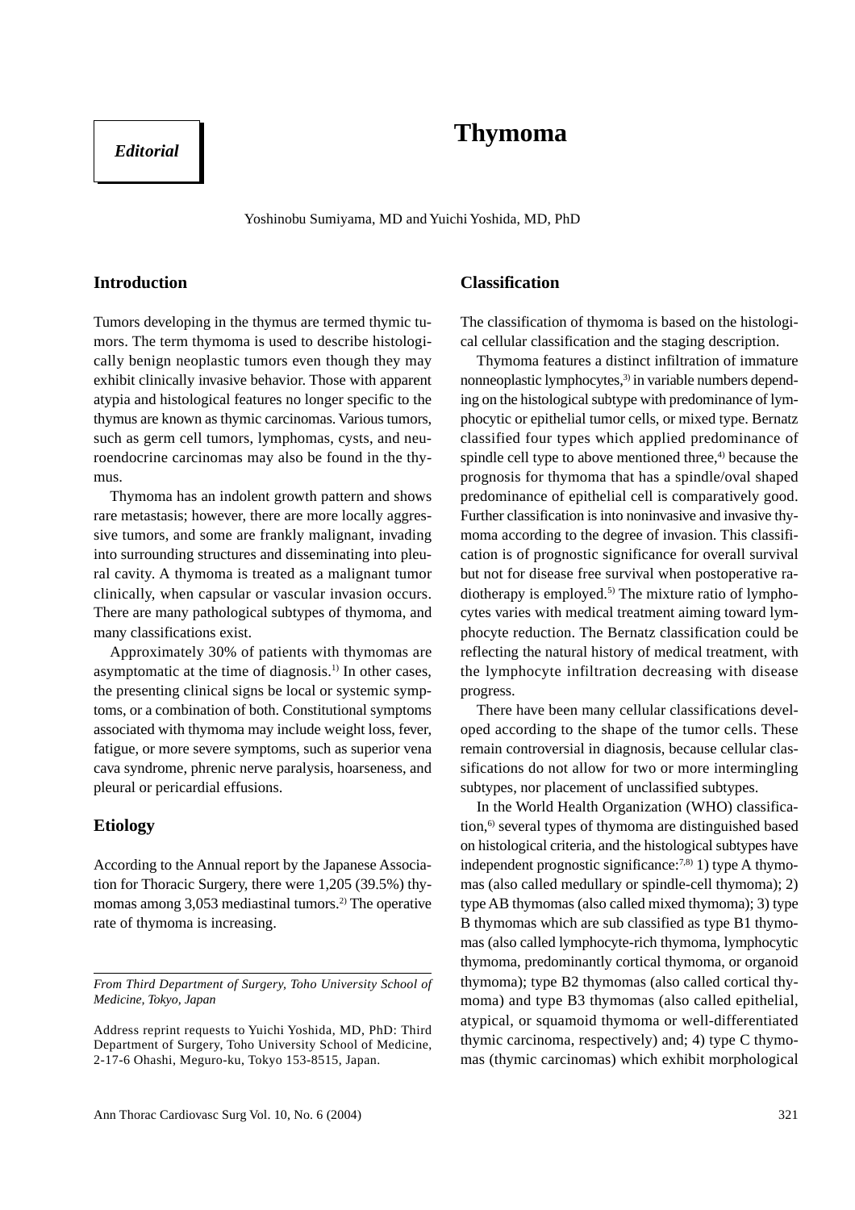*Editorial*

# Thymoma

Yoshinobu Sumiyama, MD and Yuichi Yoshida, MD, PhD

## Introduction

Tumors developing in the thymus are termed thymic tumors. The term thymoma is used to describe histologically benign neoplastic tumors even though they may exhibit clinically invasive behavior. Those with apparent atypia and histological features no longer specific to the thymus are known as thymic carcinomas. Various tumors, such as germ cell tumors, lymphomas, cysts, and neuroendocrine carcinomas may also be found in the thymus.

Thymoma has an indolent growth pattern and shows rare metastasis; however, there are more locally aggressive tumors, and some are frankly malignant, invading into surrounding structures and disseminating into pleural cavity. A thymoma is treated as a malignant tumor clinically, when capsular or vascular invasion occurs. There are many pathological subtypes of thymoma, and many classifications exist.

Approximately 30% of patients with thymomas are asymptomatic at the time of diagnosis.[1] In other cases, the presenting clinical signs be local or systemic symptoms, or a combination of both. Constitutional symptoms associated with thymoma may include weight loss, fever, fatigue, or more severe symptoms, such as superior vena cava syndrome, phrenic nerve paralysis, hoarseness, and pleural or pericardial effusions.

## Etiology

According to the Annual report by the Japanese Association for Thoracic Surgery, there were 1,205 (39.5%) thymomas among 3,053 mediastinal tumors.[2] The operative rate of thymoma is increasing.

*From Third Department of Surgery, Toho University School of Medicine, Tokyo, Japan*

Address reprint requests to Yuichi Yoshida, MD, PhD: Third Department of Surgery, Toho University School of Medicine, 2-17-6 Ohashi, Meguro-ku, Tokyo 153-8515, Japan.

## Classification

The classification of thymoma is based on the histological cellular classification and the staging description.

Thymoma features a distinct infiltration of immature nonneoplastic lymphocytes,[3] in variable numbers depending on the histological subtype with predominance of lymphocytic or epithelial tumor cells, or mixed type. Bernatz classified four types which applied predominance of spindle cell type to above mentioned three,[4] because the prognosis for thymoma that has a spindle/oval shaped predominance of epithelial cell is comparatively good. Further classification is into noninvasive and invasive thymoma according to the degree of invasion. This classification is of prognostic significance for overall survival but not for disease free survival when postoperative radiotherapy is employed.[5] The mixture ratio of lymphocytes varies with medical treatment aiming toward lymphocyte reduction. The Bernatz classification could be reflecting the natural history of medical treatment, with the lymphocyte infiltration decreasing with disease progress.

There have been many cellular classifications developed according to the shape of the tumor cells. These remain controversial in diagnosis, because cellular classifications do not allow for two or more intermingling subtypes, nor placement of unclassified subtypes.

In the World Health Organization (WHO) classification,[6] several types of thymoma are distinguished based on histological criteria, and the histological subtypes have independent prognostic significance:[7,8] 1) type A thymomas (also called medullary or spindle-cell thymoma); 2) type AB thymomas (also called mixed thymoma); 3) type B thymomas which are sub classified as type B1 thymomas (also called lymphocyte-rich thymoma, lymphocytic thymoma, predominantly cortical thymoma, or organoid thymoma); type B2 thymomas (also called cortical thymoma) and type B3 thymomas (also called epithelial, atypical, or squamoid thymoma or well-differentiated thymic carcinoma, respectively) and; 4) type C thymomas (thymic carcinomas) which exhibit morphological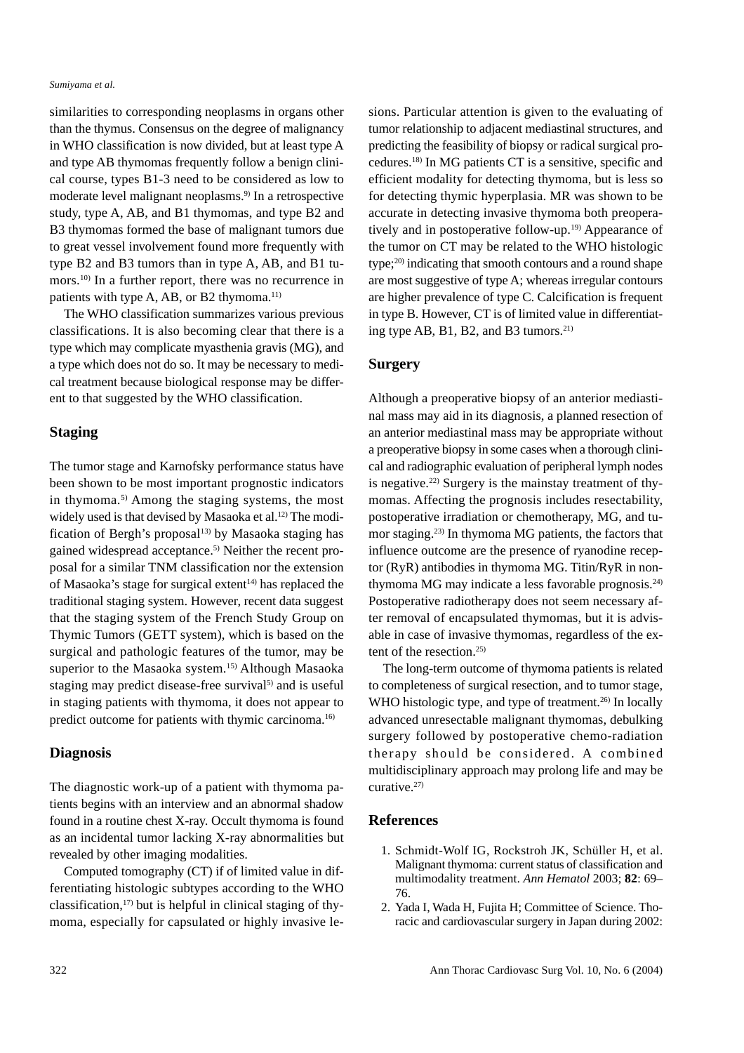similarities to corresponding neoplasms in organs other than the thymus. Consensus on the degree of malignancy in WHO classification is now divided, but at least type A and type AB thymomas frequently follow a benign clinical course, types B1-3 need to be considered as low to moderate level malignant neoplasms.[9] In a retrospective study, type A, AB, and B1 thymomas, and type B2 and B3 thymomas formed the base of malignant tumors due to great vessel involvement found more frequently with type B2 and B3 tumors than in type A, AB, and B1 tumors.[10] In a further report, there was no recurrence in patients with type A, AB, or B2 thymoma.[11]

The WHO classification summarizes various previous classifications. It is also becoming clear that there is a type which may complicate myasthenia gravis (MG), and a type which does not do so. It may be necessary to medical treatment because biological response may be different to that suggested by the WHO classification.

## Staging

The tumor stage and Karnofsky performance status have been shown to be most important prognostic indicators in thymoma.[5] Among the staging systems, the most widely used is that devised by Masaoka et al.[12] The modification of Bergh's proposal[13] by Masaoka staging has gained widespread acceptance.[5] Neither the recent proposal for a similar TNM classification nor the extension of Masaoka's stage for surgical extent[14] has replaced the traditional staging system. However, recent data suggest that the staging system of the French Study Group on Thymic Tumors (GETT system), which is based on the surgical and pathologic features of the tumor, may be superior to the Masaoka system.[15] Although Masaoka staging may predict disease-free survival[5] and is useful in staging patients with thymoma, it does not appear to predict outcome for patients with thymic carcinoma.[16]

## Diagnosis

The diagnostic work-up of a patient with thymoma patients begins with an interview and an abnormal shadow found in a routine chest X-ray. Occult thymoma is found as an incidental tumor lacking X-ray abnormalities but revealed by other imaging modalities.

Computed tomography (CT) if of limited value in differentiating histologic subtypes according to the WHO classification,[17] but is helpful in clinical staging of thymoma, especially for capsulated or highly invasive lesions. Particular attention is given to the evaluating of tumor relationship to adjacent mediastinal structures, and predicting the feasibility of biopsy or radical surgical procedures.[18] In MG patients CT is a sensitive, specific and efficient modality for detecting thymoma, but is less so for detecting thymic hyperplasia. MR was shown to be accurate in detecting invasive thymoma both preoperatively and in postoperative follow-up.[19] Appearance of the tumor on CT may be related to the WHO histologic type;[20] indicating that smooth contours and a round shape are most suggestive of type A; whereas irregular contours are higher prevalence of type C. Calcification is frequent in type B. However, CT is of limited value in differentiating type AB, B1, B2, and B3 tumors.[21]

## Surgery

Although a preoperative biopsy of an anterior mediastinal mass may aid in its diagnosis, a planned resection of an anterior mediastinal mass may be appropriate without a preoperative biopsy in some cases when a thorough clinical and radiographic evaluation of peripheral lymph nodes is negative.[22] Surgery is the mainstay treatment of thymomas. Affecting the prognosis includes resectability, postoperative irradiation or chemotherapy, MG, and tumor staging.[23] In thymoma MG patients, the factors that influence outcome are the presence of ryanodine receptor (RyR) antibodies in thymoma MG. Titin/RyR in non-thymoma MG may indicate a less favorable prognosis.[24] Postoperative radiotherapy does not seem necessary after removal of encapsulated thymomas, but it is advisable in case of invasive thymomas, regardless of the extent of the resection.[25]

The long-term outcome of thymoma patients is related to completeness of surgical resection, and to tumor stage, WHO histologic type, and type of treatment.[26] In locally advanced unresectable malignant thymomas, debulking surgery followed by postoperative chemo-radiation therapy should be considered. A combined multidisciplinary approach may prolong life and may be curative.[27]

## References

1. Schmidt-Wolf IG, Rockstroh JK, Schüller H, et al. Malignant thymoma: current status of classification and multimodality treatment. *Ann Hematol* 2003; **82**: 69–76.
2. Yada I, Wada H, Fujita H; Committee of Science. Thoracic and cardiovascular surgery in Japan during 2002: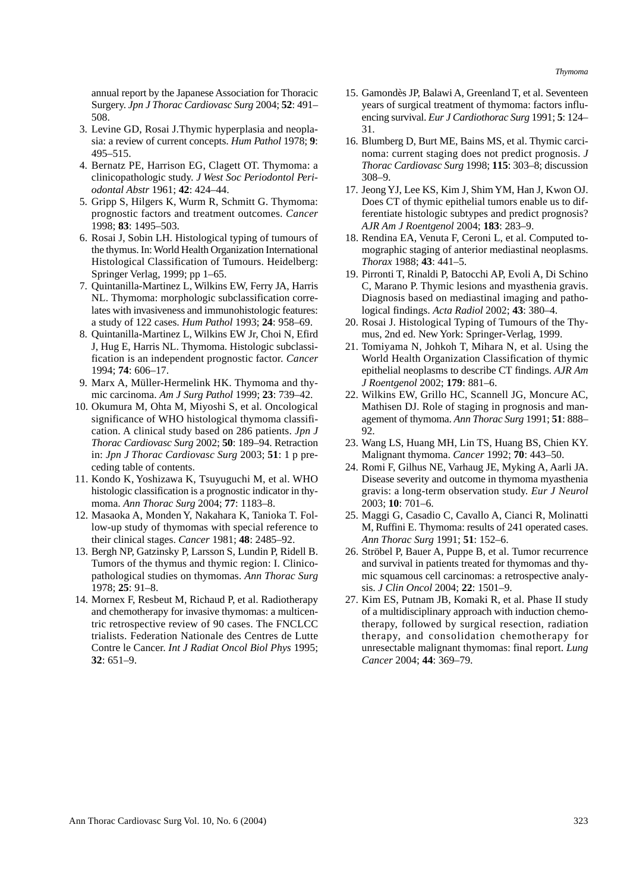annual report by the Japanese Association for Thoracic Surgery. *Jpn J Thorac Cardiovasc Surg* 2004; **52**: 491–508.

3. Levine GD, Rosai J.Thymic hyperplasia and neoplasia: a review of current concepts. *Hum Pathol* 1978; **9**: 495–515.
4. Bernatz PE, Harrison EG, Clagett OT. Thymoma: a clinicopathologic study. *J West Soc Periodontol Periodontal Abstr* 1961; **42**: 424–44.
5. Gripp S, Hilgers K, Wurm R, Schmitt G. Thymoma: prognostic factors and treatment outcomes. *Cancer* 1998; **83**: 1495–503.
6. Rosai J, Sobin LH. Histological typing of tumours of the thymus. In: World Health Organization International Histological Classification of Tumours. Heidelberg: Springer Verlag, 1999; pp 1–65.
7. Quintanilla-Martinez L, Wilkins EW, Ferry JA, Harris NL. Thymoma: morphologic subclassification correlates with invasiveness and immunohistologic features: a study of 122 cases. *Hum Pathol* 1993; **24**: 958–69.
8. Quintanilla-Martinez L, Wilkins EW Jr, Choi N, Efird J, Hug E, Harris NL. Thymoma. Histologic subclassification is an independent prognostic factor. *Cancer* 1994; **74**: 606–17.
9. Marx A, Müller-Hermelink HK. Thymoma and thymic carcinoma. *Am J Surg Pathol* 1999; **23**: 739–42.
10. Okumura M, Ohta M, Miyoshi S, et al. Oncological significance of WHO histological thymoma classification. A clinical study based on 286 patients. *Jpn J Thorac Cardiovasc Surg* 2002; **50**: 189–94. Retraction in: *Jpn J Thorac Cardiovasc Surg* 2003; **51**: 1 p preceding table of contents.
11. Kondo K, Yoshizawa K, Tsuyuguchi M, et al. WHO histologic classification is a prognostic indicator in thymoma. *Ann Thorac Surg* 2004; **77**: 1183–8.
12. Masaoka A, Monden Y, Nakahara K, Tanioka T. Follow-up study of thymomas with special reference to their clinical stages. *Cancer* 1981; **48**: 2485–92.
13. Bergh NP, Gatzinsky P, Larsson S, Lundin P, Ridell B. Tumors of the thymus and thymic region: I. Clinicopathological studies on thymomas. *Ann Thorac Surg* 1978; **25**: 91–8.
14. Mornex F, Resbeut M, Richaud P, et al. Radiotherapy and chemotherapy for invasive thymomas: a multicentric retrospective review of 90 cases. The FNCLCC trialists. Federation Nationale des Centres de Lutte Contre le Cancer. *Int J Radiat Oncol Biol Phys* 1995; **32**: 651–9.
15. Gamondès JP, Balawi A, Greenland T, et al. Seventeen years of surgical treatment of thymoma: factors influencing survival. *Eur J Cardiothorac Surg* 1991; **5**: 124–31.
16. Blumberg D, Burt ME, Bains MS, et al. Thymic carcinoma: current staging does not predict prognosis. *J Thorac Cardiovasc Surg* 1998; **115**: 303–8; discussion 308–9.
17. Jeong YJ, Lee KS, Kim J, Shim YM, Han J, Kwon OJ. Does CT of thymic epithelial tumors enable us to differentiate histologic subtypes and predict prognosis? *AJR Am J Roentgenol* 2004; **183**: 283–9.
18. Rendina EA, Venuta F, Ceroni L, et al. Computed tomographic staging of anterior mediastinal neoplasms. *Thorax* 1988; **43**: 441–5.
19. Pirronti T, Rinaldi P, Batocchi AP, Evoli A, Di Schino C, Marano P. Thymic lesions and myasthenia gravis. Diagnosis based on mediastinal imaging and pathological findings. *Acta Radiol* 2002; **43**: 380–4.
20. Rosai J. Histological Typing of Tumours of the Thymus, 2nd ed. New York: Springer-Verlag, 1999.
21. Tomiyama N, Johkoh T, Mihara N, et al. Using the World Health Organization Classification of thymic epithelial neoplasms to describe CT findings. *AJR Am J Roentgenol* 2002; **179**: 881–6.
22. Wilkins EW, Grillo HC, Scannell JG, Moncure AC, Mathisen DJ. Role of staging in prognosis and management of thymoma. *Ann Thorac Surg* 1991; **51**: 888–92.
23. Wang LS, Huang MH, Lin TS, Huang BS, Chien KY. Malignant thymoma. *Cancer* 1992; **70**: 443–50.
24. Romi F, Gilhus NE, Varhaug JE, Myking A, Aarli JA. Disease severity and outcome in thymoma myasthenia gravis: a long-term observation study. *Eur J Neurol* 2003; **10**: 701–6.
25. Maggi G, Casadio C, Cavallo A, Cianci R, Molinatti M, Ruffini E. Thymoma: results of 241 operated cases. *Ann Thorac Surg* 1991; **51**: 152–6.
26. Ströbel P, Bauer A, Puppe B, et al. Tumor recurrence and survival in patients treated for thymomas and thymic squamous cell carcinomas: a retrospective analysis. *J Clin Oncol* 2004; **22**: 1501–9.
27. Kim ES, Putnam JB, Komaki R, et al. Phase II study of a multidisciplinary approach with induction chemotherapy, followed by surgical resection, radiation therapy, and consolidation chemotherapy for unresectable malignant thymomas: final report. *Lung Cancer* 2004; **44**: 369–79.